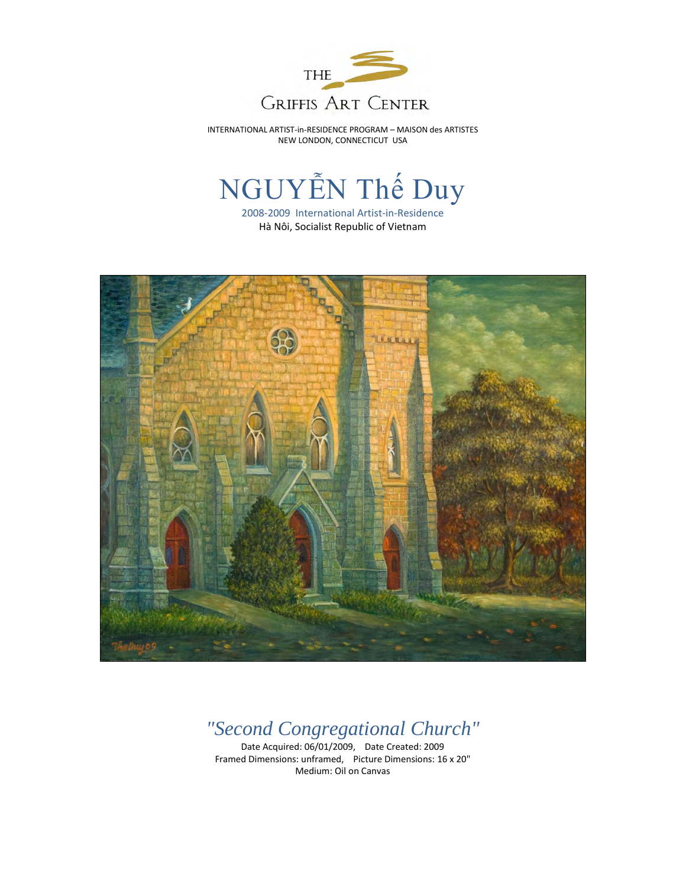THE Griffis Art Center

INTERNATIONAL ARTIST-in-RESIDENCE PROGRAM – MAISON des ARTISTES
NEW LONDON, CONNECTICUT USA

# NGUYỄN Thế Duy

2008-2009 International Artist-in-Residence
Hà Nôi, Socialist Republic of Vietnam

## *"Second Congregational Church"*

Date Acquired: 06/01/2009, Date Created: 2009
Framed Dimensions: unframed, Picture Dimensions: 16 x 20"
Medium: Oil on Canvas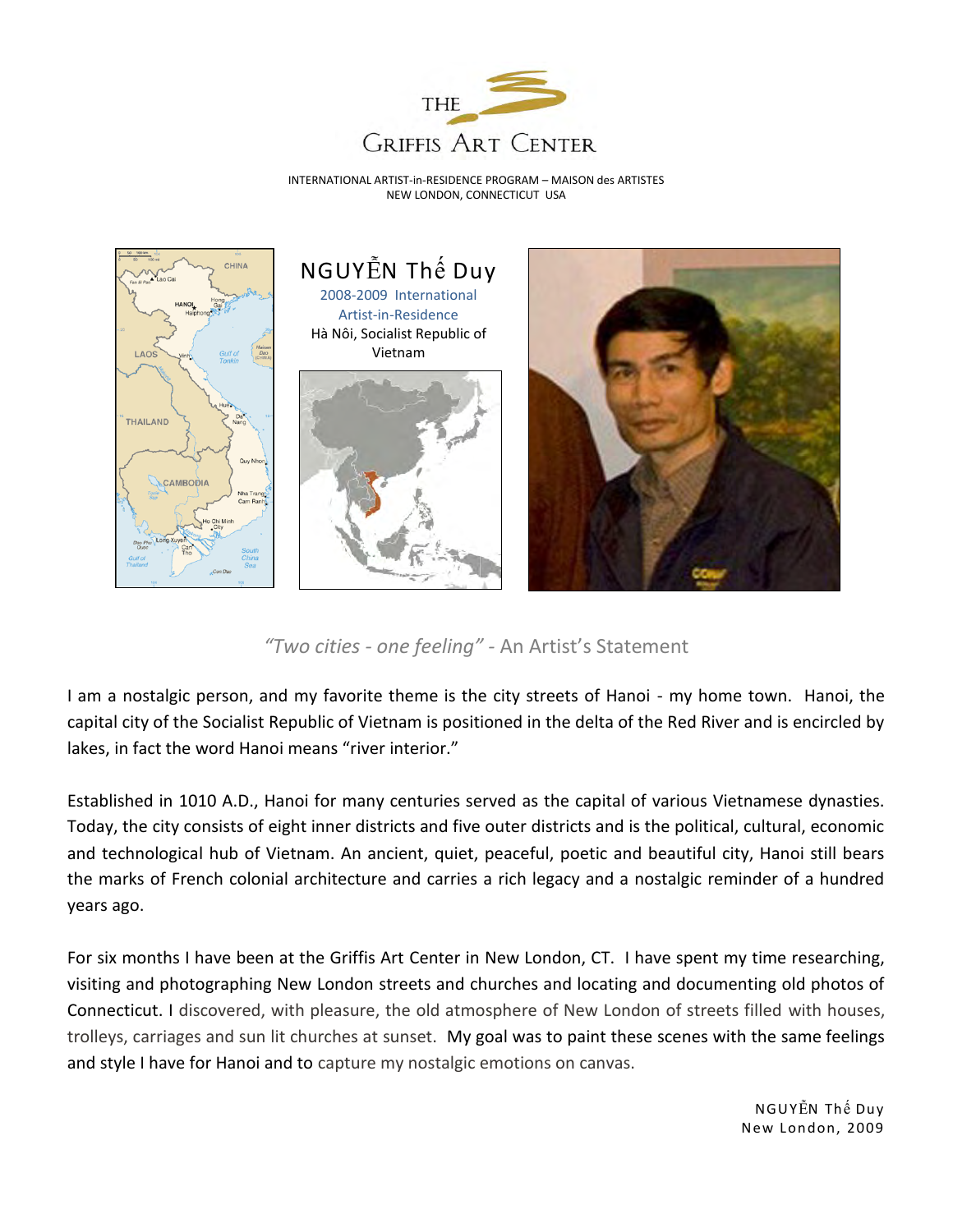THE GRIFFIS ART CENTER

INTERNATIONAL ARTIST-in-RESIDENCE PROGRAM – MAISON des ARTISTES
NEW LONDON, CONNECTICUT USA

# NGUYỄN Thế Duy

2008-2009 International Artist-in-Residence

Hà Nôi, Socialist Republic of Vietnam

## *"Two cities - one feeling"* - An Artist's Statement

I am a nostalgic person, and my favorite theme is the city streets of Hanoi - my home town. Hanoi, the capital city of the Socialist Republic of Vietnam is positioned in the delta of the Red River and is encircled by lakes, in fact the word Hanoi means "river interior."

Established in 1010 A.D., Hanoi for many centuries served as the capital of various Vietnamese dynasties. Today, the city consists of eight inner districts and five outer districts and is the political, cultural, economic and technological hub of Vietnam. An ancient, quiet, peaceful, poetic and beautiful city, Hanoi still bears the marks of French colonial architecture and carries a rich legacy and a nostalgic reminder of a hundred years ago.

For six months I have been at the Griffis Art Center in New London, CT. I have spent my time researching, visiting and photographing New London streets and churches and locating and documenting old photos of Connecticut. I discovered, with pleasure, the old atmosphere of New London of streets filled with houses, trolleys, carriages and sun lit churches at sunset. My goal was to paint these scenes with the same feelings and style I have for Hanoi and to capture my nostalgic emotions on canvas.

NGUYỄN Thế Duy
New London, 2009